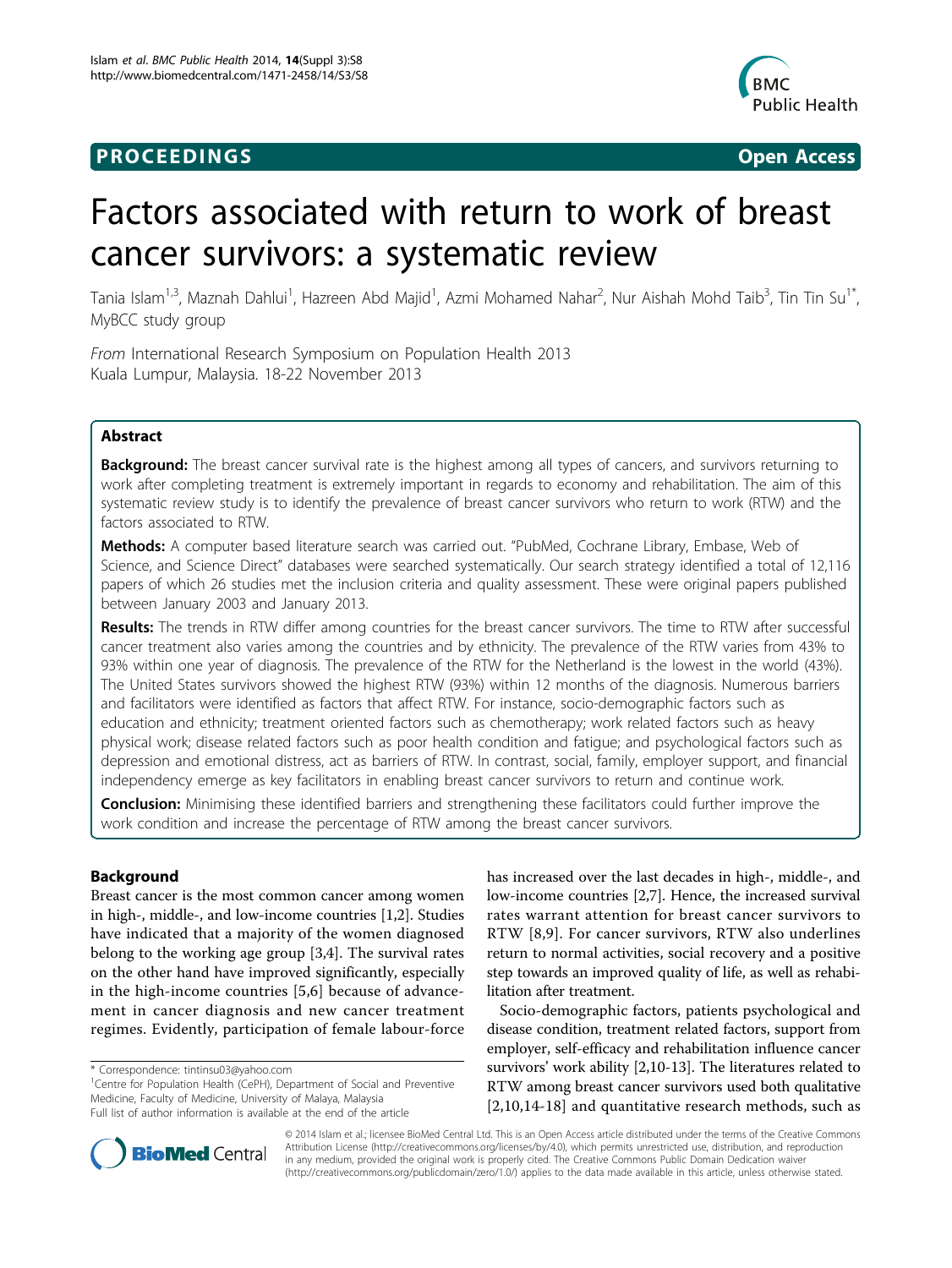**PROCEEDINGS** **Open Access**

# Factors associated with return to work of breast cancer survivors: a systematic review

Tania Islam[1,3], Maznah Dahlui[1], Hazreen Abd Majid[1], Azmi Mohamed Nahar[2], Nur Aishah Mohd Taib[3], Tin Tin Su[1*], MyBCC study group

*From* International Research Symposium on Population Health 2013
Kuala Lumpur, Malaysia. 18-22 November 2013

## Abstract

**Background:** The breast cancer survival rate is the highest among all types of cancers, and survivors returning to work after completing treatment is extremely important in regards to economy and rehabilitation. The aim of this systematic review study is to identify the prevalence of breast cancer survivors who return to work (RTW) and the factors associated to RTW.

**Methods:** A computer based literature search was carried out. "PubMed, Cochrane Library, Embase, Web of Science, and Science Direct" databases were searched systematically. Our search strategy identified a total of 12,116 papers of which 26 studies met the inclusion criteria and quality assessment. These were original papers published between January 2003 and January 2013.

**Results:** The trends in RTW differ among countries for the breast cancer survivors. The time to RTW after successful cancer treatment also varies among the countries and by ethnicity. The prevalence of the RTW varies from 43% to 93% within one year of diagnosis. The prevalence of the RTW for the Netherland is the lowest in the world (43%). The United States survivors showed the highest RTW (93%) within 12 months of the diagnosis. Numerous barriers and facilitators were identified as factors that affect RTW. For instance, socio-demographic factors such as education and ethnicity; treatment oriented factors such as chemotherapy; work related factors such as heavy physical work; disease related factors such as poor health condition and fatigue; and psychological factors such as depression and emotional distress, act as barriers of RTW. In contrast, social, family, employer support, and financial independency emerge as key facilitators in enabling breast cancer survivors to return and continue work.

**Conclusion:** Minimising these identified barriers and strengthening these facilitators could further improve the work condition and increase the percentage of RTW among the breast cancer survivors.

## Background

Breast cancer is the most common cancer among women in high-, middle-, and low-income countries [1,2]. Studies have indicated that a majority of the women diagnosed belong to the working age group [3,4]. The survival rates on the other hand have improved significantly, especially in the high-income countries [5,6] because of advancement in cancer diagnosis and new cancer treatment regimes. Evidently, participation of female labour-force has increased over the last decades in high-, middle-, and low-income countries [2,7]. Hence, the increased survival rates warrant attention for breast cancer survivors to RTW [8,9]. For cancer survivors, RTW also underlines return to normal activities, social recovery and a positive step towards an improved quality of life, as well as rehabilitation after treatment.

Socio-demographic factors, patients psychological and disease condition, treatment related factors, support from employer, self-efficacy and rehabilitation influence cancer survivors' work ability [2,10-13]. The literatures related to RTW among breast cancer survivors used both qualitative [2,10,14-18] and quantitative research methods, such as

\* Correspondence: tintinsu03@yahoo.com
[1]Centre for Population Health (CePH), Department of Social and Preventive Medicine, Faculty of Medicine, University of Malaya, Malaysia
Full list of author information is available at the end of the article

© 2014 Islam et al.; licensee BioMed Central Ltd. This is an Open Access article distributed under the terms of the Creative Commons Attribution License (http://creativecommons.org/licenses/by/4.0), which permits unrestricted use, distribution, and reproduction in any medium, provided the original work is properly cited. The Creative Commons Public Domain Dedication waiver (http://creativecommons.org/publicdomain/zero/1.0/) applies to the data made available in this article, unless otherwise stated.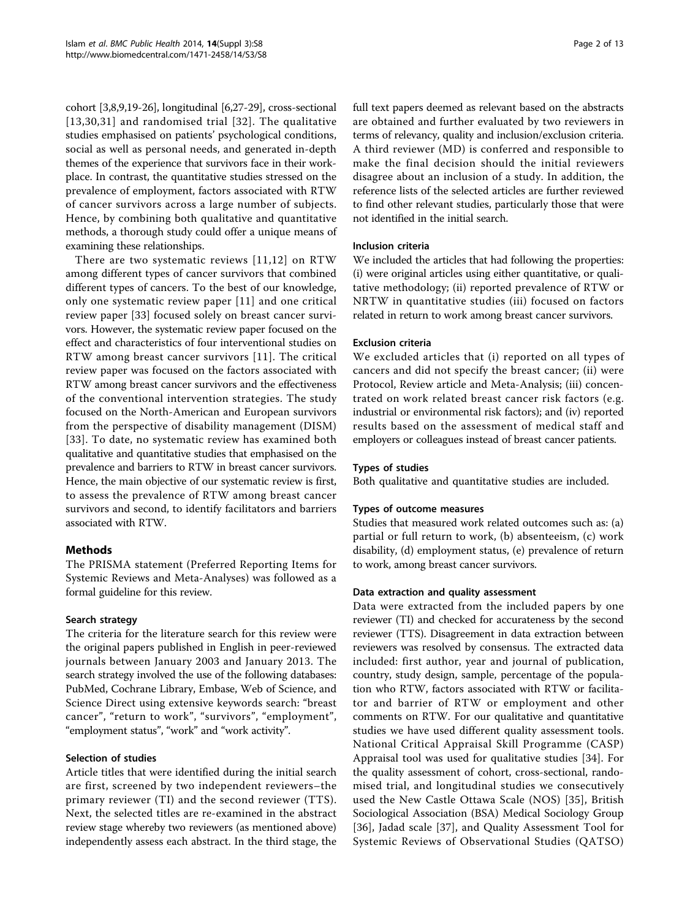cohort [3,8,9,19-26], longitudinal [6,27-29], cross-sectional [13,30,31] and randomised trial [32]. The qualitative studies emphasised on patients' psychological conditions, social as well as personal needs, and generated in-depth themes of the experience that survivors face in their workplace. In contrast, the quantitative studies stressed on the prevalence of employment, factors associated with RTW of cancer survivors across a large number of subjects. Hence, by combining both qualitative and quantitative methods, a thorough study could offer a unique means of examining these relationships.

There are two systematic reviews [11,12] on RTW among different types of cancer survivors that combined different types of cancers. To the best of our knowledge, only one systematic review paper [11] and one critical review paper [33] focused solely on breast cancer survivors. However, the systematic review paper focused on the effect and characteristics of four interventional studies on RTW among breast cancer survivors [11]. The critical review paper was focused on the factors associated with RTW among breast cancer survivors and the effectiveness of the conventional intervention strategies. The study focused on the North-American and European survivors from the perspective of disability management (DISM) [33]. To date, no systematic review has examined both qualitative and quantitative studies that emphasised on the prevalence and barriers to RTW in breast cancer survivors. Hence, the main objective of our systematic review is first, to assess the prevalence of RTW among breast cancer survivors and second, to identify facilitators and barriers associated with RTW.

## Methods

The PRISMA statement (Preferred Reporting Items for Systemic Reviews and Meta-Analyses) was followed as a formal guideline for this review.

### Search strategy

The criteria for the literature search for this review were the original papers published in English in peer-reviewed journals between January 2003 and January 2013. The search strategy involved the use of the following databases: PubMed, Cochrane Library, Embase, Web of Science, and Science Direct using extensive keywords search: "breast cancer", "return to work", "survivors", "employment", "employment status", "work" and "work activity".

### Selection of studies

Article titles that were identified during the initial search are first, screened by two independent reviewers–the primary reviewer (TI) and the second reviewer (TTS). Next, the selected titles are re-examined in the abstract review stage whereby two reviewers (as mentioned above) independently assess each abstract. In the third stage, the full text papers deemed as relevant based on the abstracts are obtained and further evaluated by two reviewers in terms of relevancy, quality and inclusion/exclusion criteria. A third reviewer (MD) is conferred and responsible to make the final decision should the initial reviewers disagree about an inclusion of a study. In addition, the reference lists of the selected articles are further reviewed to find other relevant studies, particularly those that were not identified in the initial search.

### Inclusion criteria

We included the articles that had following the properties: (i) were original articles using either quantitative, or qualitative methodology; (ii) reported prevalence of RTW or NRTW in quantitative studies (iii) focused on factors related in return to work among breast cancer survivors.

### Exclusion criteria

We excluded articles that (i) reported on all types of cancers and did not specify the breast cancer; (ii) were Protocol, Review article and Meta-Analysis; (iii) concentrated on work related breast cancer risk factors (e.g. industrial or environmental risk factors); and (iv) reported results based on the assessment of medical staff and employers or colleagues instead of breast cancer patients.

### Types of studies

Both qualitative and quantitative studies are included.

### Types of outcome measures

Studies that measured work related outcomes such as: (a) partial or full return to work, (b) absenteeism, (c) work disability, (d) employment status, (e) prevalence of return to work, among breast cancer survivors.

### Data extraction and quality assessment

Data were extracted from the included papers by one reviewer (TI) and checked for accurateness by the second reviewer (TTS). Disagreement in data extraction between reviewers was resolved by consensus. The extracted data included: first author, year and journal of publication, country, study design, sample, percentage of the population who RTW, factors associated with RTW or facilitator and barrier of RTW or employment and other comments on RTW. For our qualitative and quantitative studies we have used different quality assessment tools. National Critical Appraisal Skill Programme (CASP) Appraisal tool was used for qualitative studies [34]. For the quality assessment of cohort, cross-sectional, randomised trial, and longitudinal studies we consecutively used the New Castle Ottawa Scale (NOS) [35], British Sociological Association (BSA) Medical Sociology Group [36], Jadad scale [37], and Quality Assessment Tool for Systemic Reviews of Observational Studies (QATSO)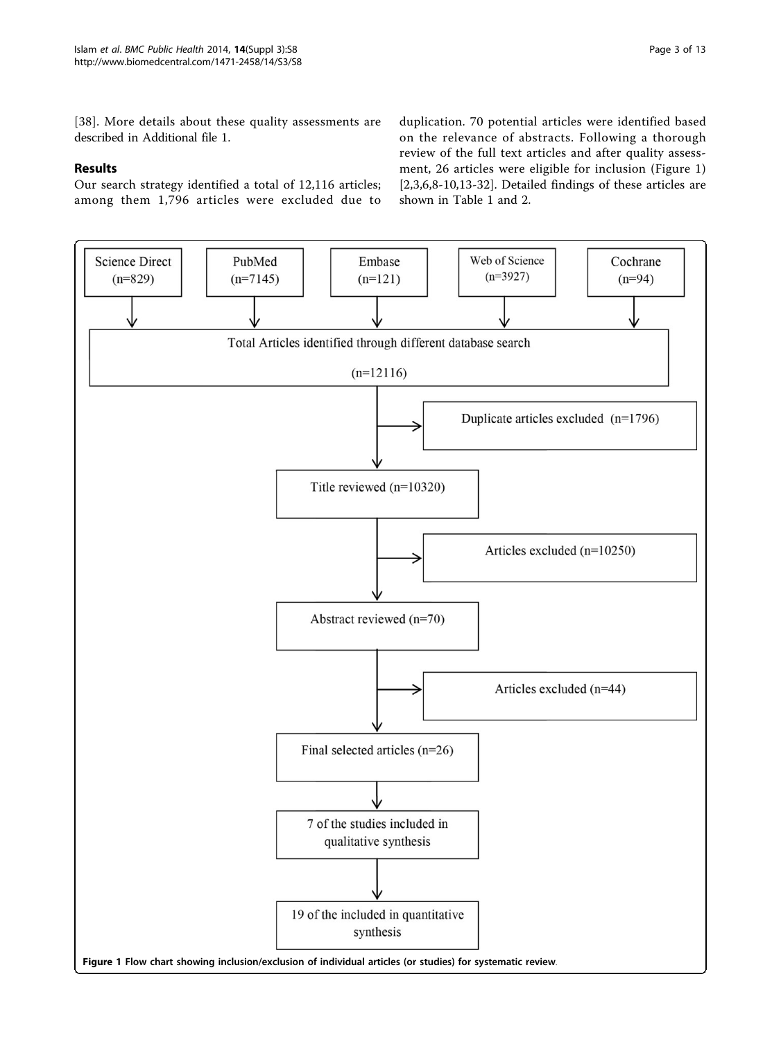[38]. More details about these quality assessments are described in Additional file 1.

## Results

Our search strategy identified a total of 12,116 articles; among them 1,796 articles were excluded due to duplication. 70 potential articles were identified based on the relevance of abstracts. Following a thorough review of the full text articles and after quality assessment, 26 articles were eligible for inclusion (Figure 1) [2,3,6,8-10,13-32]. Detailed findings of these articles are shown in Table 1 and 2.

Science Direct (n=829)

PubMed (n=7145)

Embase (n=121)

Web of Science (n=3927)

Cochrane (n=94)

Total Articles identified through different database search (n=12116)

Duplicate articles excluded (n=1796)

Title reviewed (n=10320)

Articles excluded (n=10250)

Abstract reviewed (n=70)

Articles excluded (n=44)

Final selected articles (n=26)

7 of the studies included in qualitative synthesis

19 of the included in quantitative synthesis

**Figure 1 Flow chart showing inclusion/exclusion of individual articles (or studies) for systematic review**.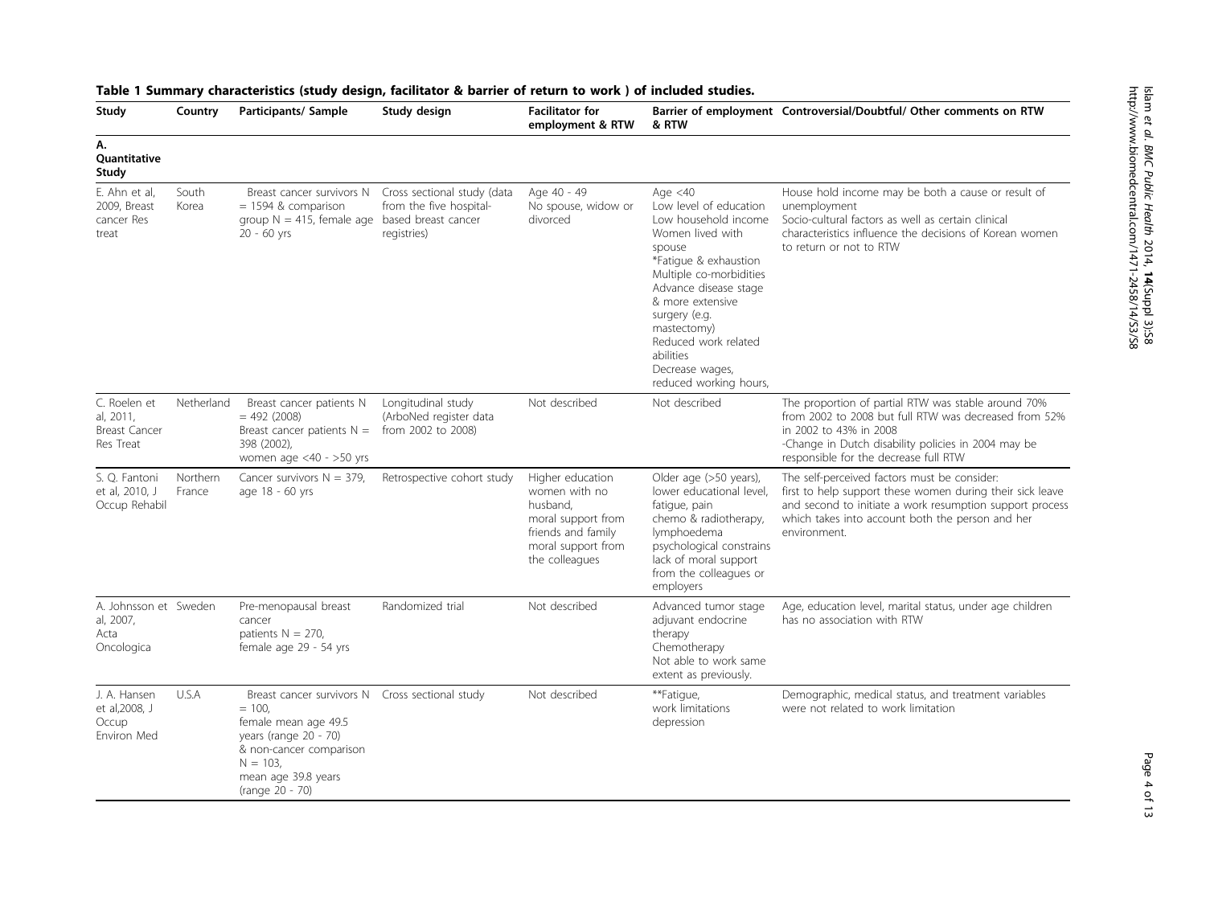**Table 1 Summary characteristics (study design, facilitator & barrier of return to work ) of included studies.**

| Study | Country | Participants/ Sample | Study design | Facilitator for employment & RTW | Barrier of employment & RTW | Controversial/Doubtful/ Other comments on RTW |
|---|---|---|---|---|---|---|
| **A. Quantitative Study** | | | | | | |
| E. Ahn et al, 2009, Breast cancer Res treat | South Korea | Breast cancer survivors N = 1594 & comparison group N = 415, female age 20 - 60 yrs | Cross sectional study (data from the five hospital-based breast cancer registries) | Age 40 - 49<br>No spouse, widow or divorced | Age <40<br>Low level of education<br>Low household income<br>Women lived with spouse<br>*Fatigue & exhaustion<br>Multiple co-morbidities<br>Advance disease stage & more extensive surgery (e.g. mastectomy)<br>Reduced work related abilities<br>Decrease wages, reduced working hours, | House hold income may be both a cause or result of unemployment<br>Socio-cultural factors as well as certain clinical characteristics influence the decisions of Korean women to return or not to RTW |
| C. Roelen et al, 2011, Breast Cancer Res Treat | Netherland | Breast cancer patients N = 492 (2008)<br>Breast cancer patients N = 398 (2002),<br>women age <40 - >50 yrs | Longitudinal study (ArboNed register data from 2002 to 2008) | Not described | Not described | The proportion of partial RTW was stable around 70% from 2002 to 2008 but full RTW was decreased from 52% in 2002 to 43% in 2008<br>-Change in Dutch disability policies in 2004 may be responsible for the decrease full RTW |
| S. Q. Fantoni et al, 2010, J Occup Rehabil | Northern France | Cancer survivors N = 379, age 18 - 60 yrs | Retrospective cohort study | Higher education women with no husband,<br>moral support from friends and family<br>moral support from the colleagues | Older age (>50 years), lower educational level, fatigue, pain<br>chemo & radiotherapy, lymphoedema<br>psychological constrains<br>lack of moral support from the colleagues or employers | The self-perceived factors must be consider:<br>first to help support these women during their sick leave and second to initiate a work resumption support process which takes into account both the person and her environment. |
| A. Johnsson et al, 2007, Acta Oncologica | Sweden | Pre-menopausal breast cancer<br>patients N = 270,<br>female age 29 - 54 yrs | Randomized trial | Not described | Advanced tumor stage<br>adjuvant endocrine therapy<br>Chemotherapy<br>Not able to work same extent as previously. | Age, education level, marital status, under age children has no association with RTW |
| J. A. Hansen et al,2008, J Occup Environ Med | U.S.A | Breast cancer survivors N = 100,<br>female mean age 49.5 years (range 20 - 70)<br>& non-cancer comparison N = 103,<br>mean age 39.8 years (range 20 - 70) | Cross sectional study | Not described | **Fatigue,<br>work limitations<br>depression | Demographic, medical status, and treatment variables were not related to work limitation |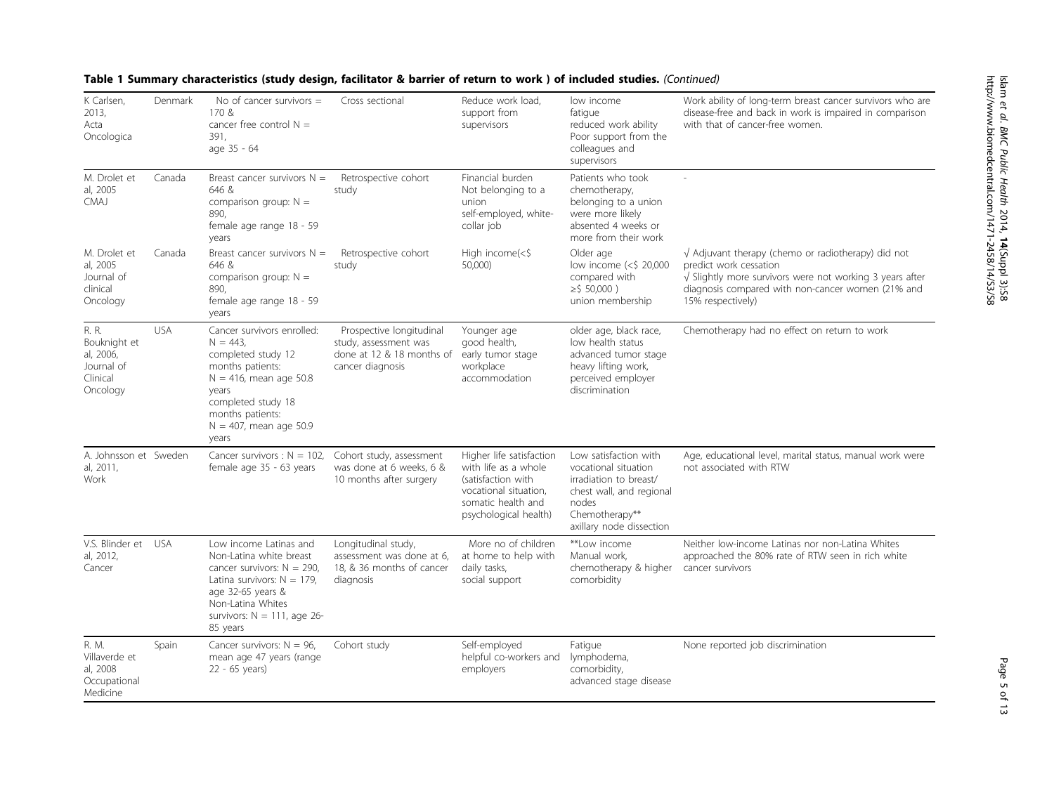**Table 1 Summary characteristics (study design, facilitator & barrier of return to work ) of included studies.** *(Continued)*

| | | | | | | |
|---|---|---|---|---|---|---|
| K Carlsen, 2013, Acta Oncologica | Denmark | No of cancer survivors = 170 & cancer free control N = 391, age 35 - 64 | Cross sectional | Reduce work load, support from supervisors | low income fatigue reduced work ability Poor support from the colleagues and supervisors | Work ability of long-term breast cancer survivors who are disease-free and back in work is impaired in comparison with that of cancer-free women. |
| M. Drolet et al, 2005 CMAJ | Canada | Breast cancer survivors N = 646 & comparison group: N = 890, female age range 18 - 59 years | Retrospective cohort study | Financial burden Not belonging to a union self-employed, white-collar job | Patients who took chemotherapy, belonging to a union were more likely absented 4 weeks or more from their work | - |
| M. Drolet et al, 2005 Journal of clinical Oncology | Canada | Breast cancer survivors N = 646 & comparison group: N = 890, female age range 18 - 59 years | Retrospective cohort study | High income(<$ 50,000) | Older age low income (<$ 20,000 compared with ≥$ 50,000 ) union membership | √ Adjuvant therapy (chemo or radiotherapy) did not predict work cessation √ Slightly more survivors were not working 3 years after diagnosis compared with non-cancer women (21% and 15% respectively) |
| R. R. Bouknight et al, 2006, Journal of Clinical Oncology | USA | Cancer survivors enrolled: N = 443, completed study 12 months patients: N = 416, mean age 50.8 years completed study 18 months patients: N = 407, mean age 50.9 years | Prospective longitudinal study, assessment was done at 12 & 18 months of cancer diagnosis | Younger age good health, early tumor stage workplace accommodation | older age, black race, low health status advanced tumor stage heavy lifting work, perceived employer discrimination | Chemotherapy had no effect on return to work |
| A. Johnsson et al, 2011, Work | Sweden | Cancer survivors : N = 102, female age 35 - 63 years | Cohort study, assessment was done at 6 weeks, 6 & 10 months after surgery | Higher life satisfaction with life as a whole (satisfaction with vocational situation, somatic health and psychological health) | Low satisfaction with vocational situation irradiation to breast/ chest wall, and regional nodes Chemotherapy** axillary node dissection | Age, educational level, marital status, manual work were not associated with RTW |
| V.S. Blinder et al, 2012, Cancer | USA | Low income Latinas and Non-Latina white breast cancer survivors: N = 290, Latina survivors: N = 179, age 32-65 years & Non-Latina Whites survivors: N = 111, age 26-85 years | Longitudinal study, assessment was done at 6, 18, & 36 months of cancer diagnosis | More no of children at home to help with daily tasks, social support | **Low income Manual work, chemotherapy & higher comorbidity | Neither low-income Latinas nor non-Latina Whites approached the 80% rate of RTW seen in rich white cancer survivors |
| R. M. Villaverde et al, 2008 Occupational Medicine | Spain | Cancer survivors: N = 96, mean age 47 years (range 22 - 65 years) | Cohort study | Self-employed helpful co-workers and employers | Fatigue lymphodema, comorbidity, advanced stage disease | None reported job discrimination |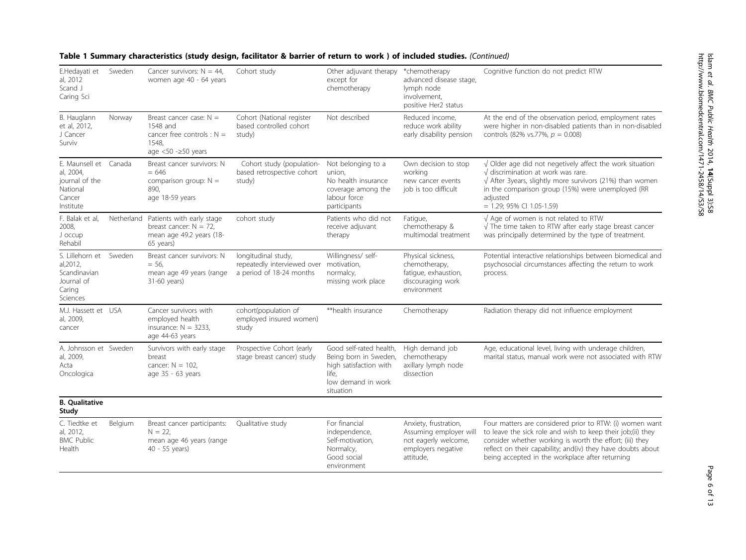**Table 1 Summary characteristics (study design, facilitator & barrier of return to work ) of included studies.** *(Continued)*

| | | | | | | |
|---|---|---|---|---|---|---|
| E.Hedayati et al, 2012 Scand J Caring Sci | Sweden | Cancer survivors: N = 44, women age 40 - 64 years | Cohort study | Other adjuvant therapy except for chemotherapy | *chemotherapy advanced disease stage, lymph node involvement, positive Her2 status | Cognitive function do not predict RTW |
| B. Hauglann et al, 2012, J Cancer Surviv | Norway | Breast cancer case: N = 1548 and cancer free controls : N = 1548, age <50 -≥50 years | Cohort (National register based controlled cohort study) | Not described | Reduced income, reduce work ability early disability pension | At the end of the observation period, employment rates were higher in non-disabled patients than in non-disabled controls (82% vs.77%, $p = 0.008$) |
| E. Maunsell et al, 2004, journal of the National Cancer Institute | Canada | Breast cancer survivors: N = 646 comparison group: N = 890, age 18-59 years | Cohort study (population-based retrospective cohort study) | Not belonging to a union, No health insurance coverage among the labour force participants | Own decision to stop working new cancer events job is too difficult | √ Older age did not negetively affect the work situation √ discrimination at work was rare. √ After 3years, slightly more survivors (21%) than women in the comparison group (15%) were unemployed (RR adjusted = 1.29; 95% CI 1.05-1.59) |
| F. Balak et al, 2008, J occup Rehabil | Netherland | Patients with early stage breast cancer: N = 72, mean age 49.2 years (18-65 years) | cohort study | Patients who did not receive adjuvant therapy | Fatigue, chemotherapy & multimodal treatment | √ Age of women is not related to RTW √ The time taken to RTW after early stage breast cancer was principally determined by the type of treatment. |
| S. Lillehorn et al,2012, Scandinavian Journal of Caring Sciences | Sweden | Breast cancer survivors: N = 56, mean age 49 years (range 31-60 years) | longitudinal study, repeatedly interviewed over a period of 18-24 months | Willingness/ self-motivation, normalcy, missing work place | Physical sickness, chemotherapy, fatigue, exhaustion, discouraging work environment | Potential interactive relationships between biomedical and psychosocial circumstances affecting the return to work process. |
| M.J. Hassett et al, 2009, cancer | USA | Cancer survivors with employed health insurance: N = 3233, age 44-63 years | cohort(population of employed insured women) study | **health insurance | Chemotherapy | Radiation therapy did not influence employment |
| A. Johnsson et al, 2009, Acta Oncologica | Sweden | Survivors with early stage breast cancer: N = 102, age 35 - 63 years | Prospective Cohort (early stage breast cancer) study | Good self-rated health, Being born in Sweden, high satisfaction with life, low demand in work situation | High demand job chemotherapy axillary lymph node dissection | Age, educational level, living with underage children, marital status, manual work were not associated with RTW |
| **B. Qualitative Study** | | | | | | |
| C. Tiedtke et al, 2012, BMC Public Health | Belgium | Breast cancer participants: N = 22, mean age 46 years (range 40 - 55 years) | Qualitative study | For financial independence, Self-motivation, Normalcy, Good social environment | Anxiety, frustration, Assuming employer will not eagerly welcome, employers negative attitude, | Four matters are considered prior to RTW: (i) women want to leave the sick role and wish to keep their job;(ii) they consider whether working is worth the effort; (iii) they reflect on their capability; and(iv) they have doubts about being accepted in the workplace after returning |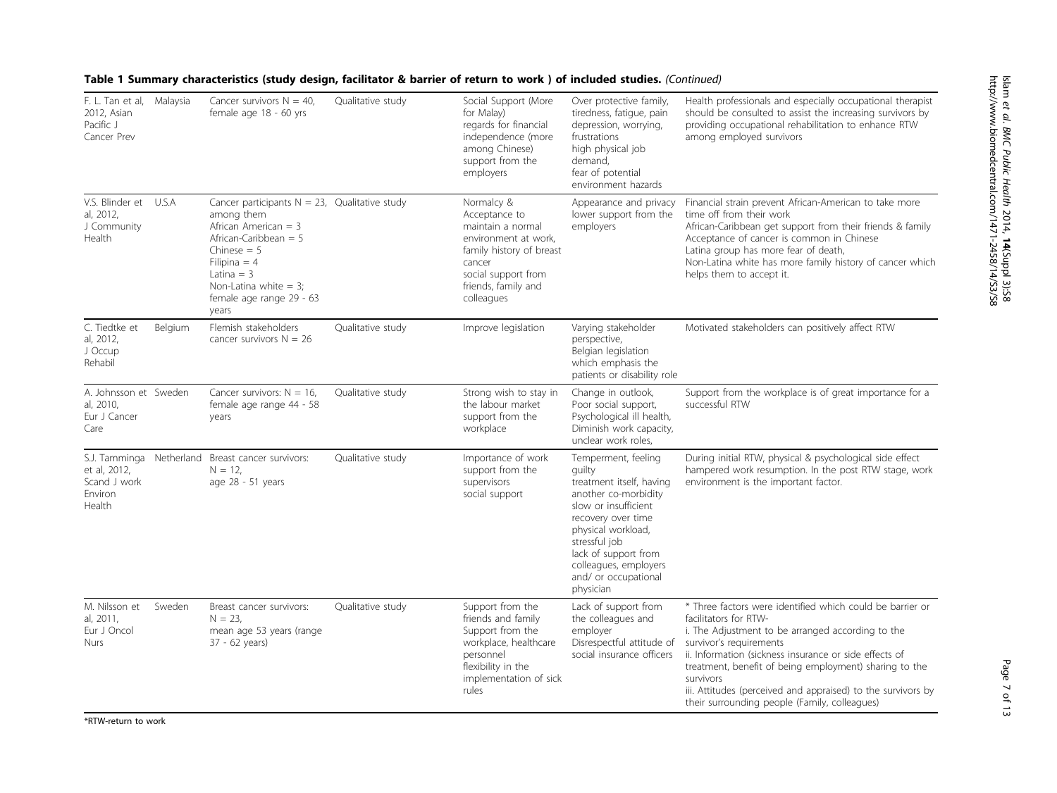**Table 1 Summary characteristics (study design, facilitator & barrier of return to work ) of included studies.** *(Continued)*

| | | | | | | |
|---|---|---|---|---|---|---|
| F. L. Tan et al, 2012, Asian Pacific J Cancer Prev | Malaysia | Cancer survivors N = 40, female age 18 - 60 yrs | Qualitative study | Social Support (More for Malay) regards for financial independence (more among Chinese) support from the employers | Over protective family, tiredness, fatigue, pain depression, worrying, frustrations high physical job demand, fear of potential environment hazards | Health professionals and especially occupational therapist should be consulted to assist the increasing survivors by providing occupational rehabilitation to enhance RTW among employed survivors |
| V.S. Blinder et al, 2012, J Community Health | U.S.A | Cancer participants N = 23, among them African American = 3 African-Caribbean = 5 Chinese = 5 Filipina = 4 Latina = 3 Non-Latina white = 3; female age range 29 - 63 years | Qualitative study | Normalcy & Acceptance to maintain a normal environment at work, family history of breast cancer social support from friends, family and colleagues | Appearance and privacy lower support from the employers | Financial strain prevent African-American to take more time off from their work African-Caribbean get support from their friends & family Acceptance of cancer is common in Chinese Latina group has more fear of death, Non-Latina white has more family history of cancer which helps them to accept it. |
| C. Tiedtke et al, 2012, J Occup Rehabil | Belgium | Flemish stakeholders cancer survivors N = 26 | Qualitative study | Improve legislation | Varying stakeholder perspective, Belgian legislation which emphasis the patients or disability role | Motivated stakeholders can positively affect RTW |
| A. Johnsson et al, 2010, Eur J Cancer Care | Sweden | Cancer survivors: N = 16, female age range 44 - 58 years | Qualitative study | Strong wish to stay in the labour market support from the workplace | Change in outlook, Poor social support, Psychological ill health, Diminish work capacity, unclear work roles, | Support from the workplace is of great importance for a successful RTW |
| S.J. Tamminga et al, 2012, Scand J work Environ Health | Netherland | Breast cancer survivors: N = 12, age 28 - 51 years | Qualitative study | Importance of work support from the supervisors social support | Temperment, feeling guilty treatment itself, having another co-morbidity slow or insufficient recovery over time physical workload, stressful job lack of support from colleagues, employers and/ or occupational physician | During initial RTW, physical & psychological side effect hampered work resumption. In the post RTW stage, work environment is the important factor. |
| M. Nilsson et al, 2011, Eur J Oncol Nurs | Sweden | Breast cancer survivors: N = 23, mean age 53 years (range 37 - 62 years) | Qualitative study | Support from the friends and family Support from the workplace, healthcare personnel flexibility in the implementation of sick rules | Lack of support from the colleagues and employer Disrespectful attitude of social insurance officers | * Three factors were identified which could be barrier or facilitators for RTW- i. The Adjustment to be arranged according to the survivor's requirements ii. Information (sickness insurance or side effects of treatment, benefit of being employment) sharing to the survivors iii. Attitudes (perceived and appraised) to the survivors by their surrounding people (Family, colleagues) |

*RTW-return to work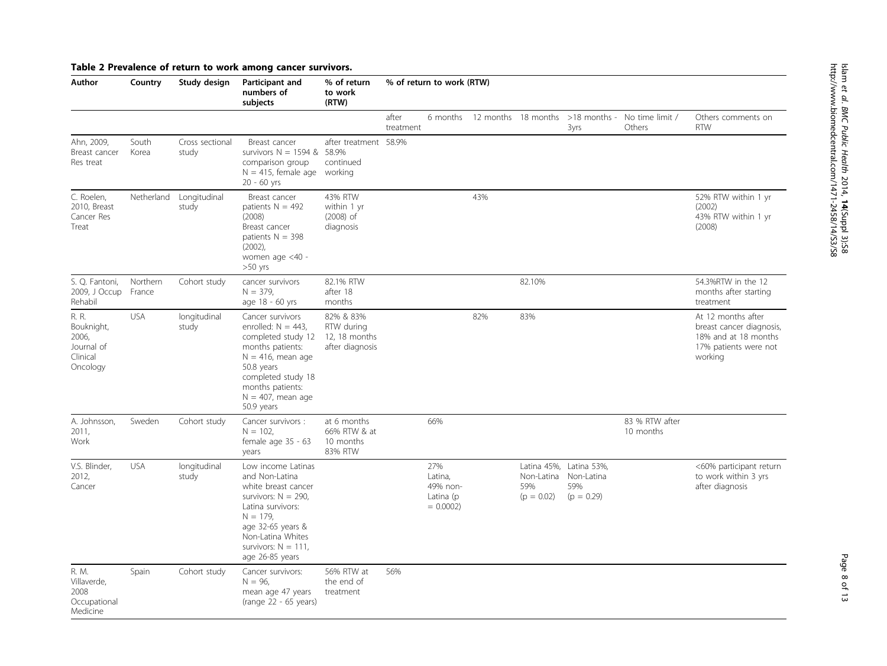**Table 2 Prevalence of return to work among cancer survivors.**

| Author | Country | Study design | Participant and numbers of subjects | % of return to work (RTW) | % of return to work (RTW) | | | | | | |
|---|---|---|---|---|---|---|---|---|---|---|---|
| | | | | | after treatment | 6 months | 12 months | 18 months | >18 months - 3yrs | No time limit / Others | Others comments on RTW |
| Ahn, 2009, Breast cancer Res treat | South Korea | Cross sectional study | Breast cancer survivors N = 1594 & comparison group N = 415, female age 20 - 60 yrs | after treatment 58.9% continued working | 58.9% | | | | | | |
| C. Roelen, 2010, Breast Cancer Res Treat | Netherland | Longitudinal study | Breast cancer patients N = 492 (2008) Breast cancer patients N = 398 (2002), women age <40 - >50 yrs | 43% RTW within 1 yr (2008) of diagnosis | | | 43% | | | | 52% RTW within 1 yr (2002) 43% RTW within 1 yr (2008) |
| S. Q. Fantoni, 2009, J Occup Rehabil | Northern France | Cohort study | cancer survivors N = 379, age 18 - 60 yrs | 82.1% RTW after 18 months | | | | 82.10% | | | 54.3%RTW in the 12 months after starting treatment |
| R. R. Bouknight, 2006, Journal of Clinical Oncology | USA | longitudinal study | Cancer survivors enrolled: N = 443, completed study 12 months patients: N = 416, mean age 50.8 years completed study 18 months patients: N = 407, mean age 50.9 years | 82% & 83% RTW during 12, 18 months after diagnosis | | | 82% | 83% | | | At 12 months after breast cancer diagnosis, 18% and at 18 months 17% patients were not working |
| A. Johnsson, 2011, Work | Sweden | Cohort study | Cancer survivors : N = 102, female age 35 - 63 years | at 6 months 66% RTW & at 10 months 83% RTW | | 66% | | | | 83 % RTW after 10 months | |
| V.S. Blinder, 2012, Cancer | USA | longitudinal study | Low income Latinas and Non-Latina white breast cancer survivors: N = 290, Latina survivors: N = 179, age 32-65 years & Non-Latina Whites survivors: N = 111, age 26-85 years | | | 27% Latina, 49% non-Latina (p = 0.0002) | | Latina 45%, Non-Latina 59% (p = 0.02) | Latina 53%, Non-Latina 59% (p = 0.29) | | <60% participant return to work within 3 yrs after diagnosis |
| R. M. Villaverde, 2008 Occupational Medicine | Spain | Cohort study | Cancer survivors: N = 96, mean age 47 years (range 22 - 65 years) | 56% RTW at the end of treatment | 56% | | | | | | |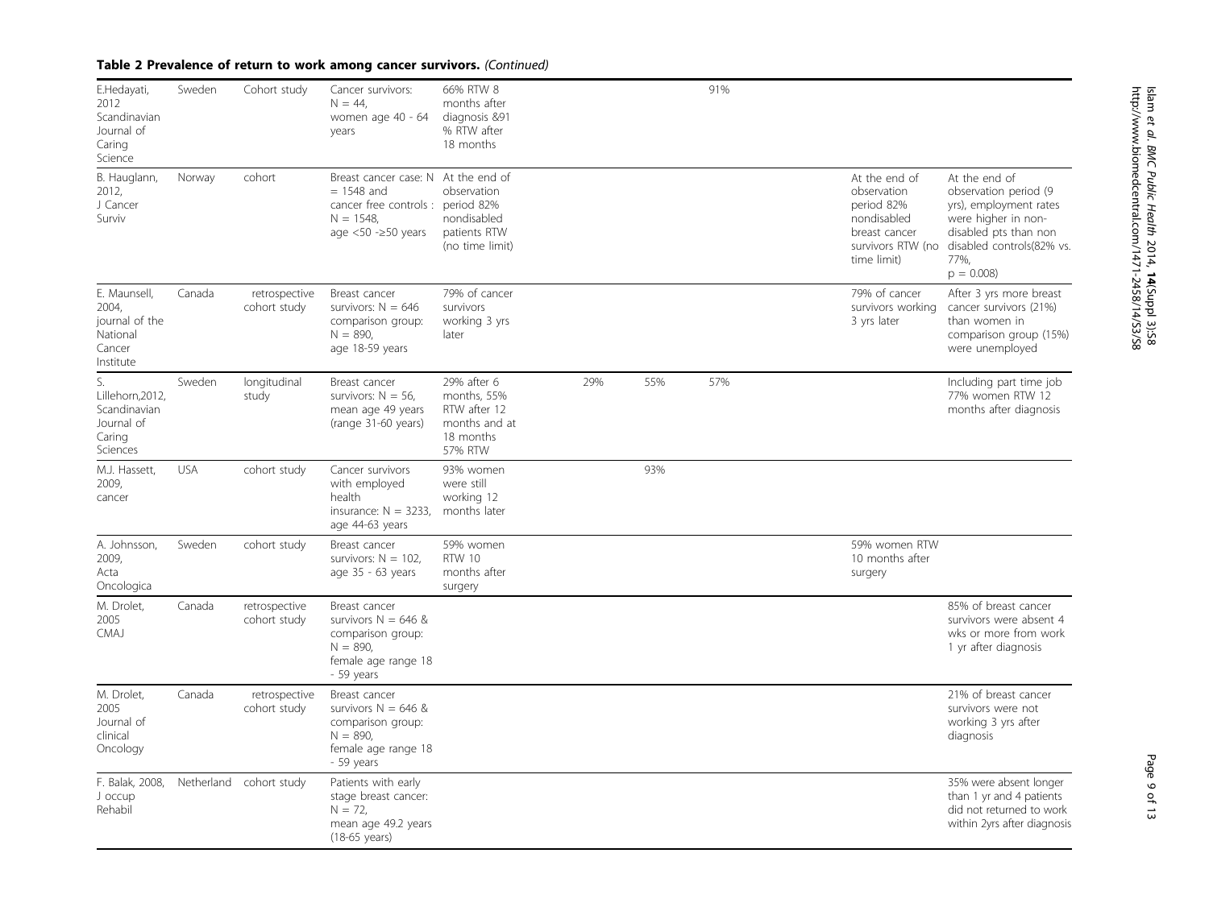**Table 2 Prevalence of return to work among cancer survivors.** *(Continued)*

| | | | | | | | | | | |
|---|---|---|---|---|---|---|---|---|---|---|
| E.Hedayati, 2012 Scandinavian Journal of Caring Science | Sweden | Cohort study | Cancer survivors: N = 44, women age 40 - 64 years | 66% RTW 8 months after diagnosis &91 % RTW after 18 months | | | 91% | | | |
| B. Hauglann, 2012, J Cancer Surviv | Norway | cohort | Breast cancer case: N = 1548 and cancer free controls : N = 1548, age <50 -≥50 years | At the end of observation period 82% nondisabled patients RTW (no time limit) | | | | | At the end of observation period 82% nondisabled breast cancer survivors RTW (no time limit) | At the end of observation period (9 yrs), employment rates were higher in non-disabled pts than non disabled controls(82% vs. 77%, p = 0.008) |
| E. Maunsell, 2004, journal of the National Cancer Institute | Canada | retrospective cohort study | Breast cancer survivors: N = 646 comparison group: N = 890, age 18-59 years | 79% of cancer survivors working 3 yrs later | | | | | 79% of cancer survivors working 3 yrs later | After 3 yrs more breast cancer survivors (21%) than women in comparison group (15%) were unemployed |
| S. Lillehorn,2012, Scandinavian Journal of Caring Sciences | Sweden | longitudinal study | Breast cancer survivors: N = 56, mean age 49 years (range 31-60 years) | 29% after 6 months, 55% RTW after 12 months and at 18 months 57% RTW | 29% | 55% | 57% | | | Including part time job 77% women RTW 12 months after diagnosis |
| M.J. Hassett, 2009, cancer | USA | cohort study | Cancer survivors with employed health insurance: N = 3233, age 44-63 years | 93% women were still working 12 months later | | 93% | | | | |
| A. Johnsson, 2009, Acta Oncologica | Sweden | cohort study | Breast cancer survivors: N = 102, age 35 - 63 years | 59% women RTW 10 months after surgery | | | | | 59% women RTW 10 months after surgery | |
| M. Drolet, 2005 CMAJ | Canada | retrospective cohort study | Breast cancer survivors N = 646 & comparison group: N = 890, female age range 18 - 59 years | | | | | | | 85% of breast cancer survivors were absent 4 wks or more from work 1 yr after diagnosis |
| M. Drolet, 2005 Journal of clinical Oncology | Canada | retrospective cohort study | Breast cancer survivors N = 646 & comparison group: N = 890, female age range 18 - 59 years | | | | | | | 21% of breast cancer survivors were not working 3 yrs after diagnosis |
| F. Balak, 2008, J occup Rehabil | Netherland | cohort study | Patients with early stage breast cancer: N = 72, mean age 49.2 years (18-65 years) | | | | | | | 35% were absent longer than 1 yr and 4 patients did not returned to work within 2yrs after diagnosis |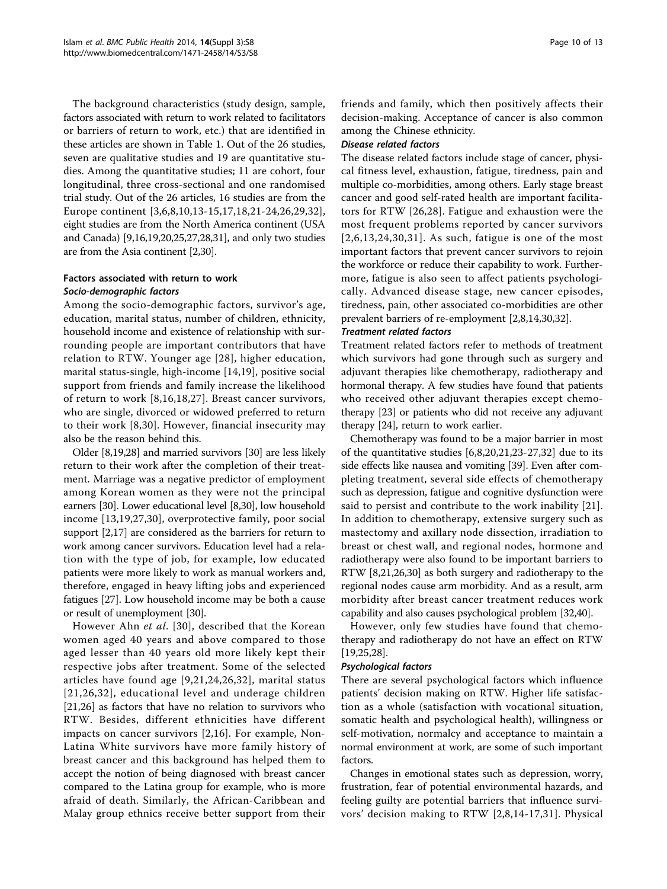The background characteristics (study design, sample, factors associated with return to work related to facilitators or barriers of return to work, etc.) that are identified in these articles are shown in Table 1. Out of the 26 studies, seven are qualitative studies and 19 are quantitative studies. Among the quantitative studies; 11 are cohort, four longitudinal, three cross-sectional and one randomised trial study. Out of the 26 articles, 16 studies are from the Europe continent [3,6,8,10,13-15,17,18,21-24,26,29,32], eight studies are from the North America continent (USA and Canada) [9,16,19,20,25,27,28,31], and only two studies are from the Asia continent [2,30].

## Factors associated with return to work

### *Socio-demographic factors*

Among the socio-demographic factors, survivor's age, education, marital status, number of children, ethnicity, household income and existence of relationship with surrounding people are important contributors that have relation to RTW. Younger age [28], higher education, marital status-single, high-income [14,19], positive social support from friends and family increase the likelihood of return to work [8,16,18,27]. Breast cancer survivors, who are single, divorced or widowed preferred to return to their work [8,30]. However, financial insecurity may also be the reason behind this.

Older [8,19,28] and married survivors [30] are less likely return to their work after the completion of their treatment. Marriage was a negative predictor of employment among Korean women as they were not the principal earners [30]. Lower educational level [8,30], low household income [13,19,27,30], overprotective family, poor social support [2,17] are considered as the barriers for return to work among cancer survivors. Education level had a relation with the type of job, for example, low educated patients were more likely to work as manual workers and, therefore, engaged in heavy lifting jobs and experienced fatigues [27]. Low household income may be both a cause or result of unemployment [30].

However Ahn *et al*. [30], described that the Korean women aged 40 years and above compared to those aged lesser than 40 years old more likely kept their respective jobs after treatment. Some of the selected articles have found age [9,21,24,26,32], marital status [21,26,32], educational level and underage children [21,26] as factors that have no relation to survivors who RTW. Besides, different ethnicities have different impacts on cancer survivors [2,16]. For example, Non-Latina White survivors have more family history of breast cancer and this background has helped them to accept the notion of being diagnosed with breast cancer compared to the Latina group for example, who is more afraid of death. Similarly, the African-Caribbean and Malay group ethnics receive better support from their friends and family, which then positively affects their decision-making. Acceptance of cancer is also common among the Chinese ethnicity.

### *Disease related factors*

The disease related factors include stage of cancer, physical fitness level, exhaustion, fatigue, tiredness, pain and multiple co-morbidities, among others. Early stage breast cancer and good self-rated health are important facilitators for RTW [26,28]. Fatigue and exhaustion were the most frequent problems reported by cancer survivors [2,6,13,24,30,31]. As such, fatigue is one of the most important factors that prevent cancer survivors to rejoin the workforce or reduce their capability to work. Furthermore, fatigue is also seen to affect patients psychologically. Advanced disease stage, new cancer episodes, tiredness, pain, other associated co-morbidities are other prevalent barriers of re-employment [2,8,14,30,32].

### *Treatment related factors*

Treatment related factors refer to methods of treatment which survivors had gone through such as surgery and adjuvant therapies like chemotherapy, radiotherapy and hormonal therapy. A few studies have found that patients who received other adjuvant therapies except chemotherapy [23] or patients who did not receive any adjuvant therapy [24], return to work earlier.

Chemotherapy was found to be a major barrier in most of the quantitative studies [6,8,20,21,23-27,32] due to its side effects like nausea and vomiting [39]. Even after completing treatment, several side effects of chemotherapy such as depression, fatigue and cognitive dysfunction were said to persist and contribute to the work inability [21]. In addition to chemotherapy, extensive surgery such as mastectomy and axillary node dissection, irradiation to breast or chest wall, and regional nodes, hormone and radiotherapy were also found to be important barriers to RTW [8,21,26,30] as both surgery and radiotherapy to the regional nodes cause arm morbidity. And as a result, arm morbidity after breast cancer treatment reduces work capability and also causes psychological problem [32,40].

However, only few studies have found that chemotherapy and radiotherapy do not have an effect on RTW [19,25,28].

### *Psychological factors*

There are several psychological factors which influence patients' decision making on RTW. Higher life satisfaction as a whole (satisfaction with vocational situation, somatic health and psychological health), willingness or self-motivation, normalcy and acceptance to maintain a normal environment at work, are some of such important factors.

Changes in emotional states such as depression, worry, frustration, fear of potential environmental hazards, and feeling guilty are potential barriers that influence survivors' decision making to RTW [2,8,14-17,31]. Physical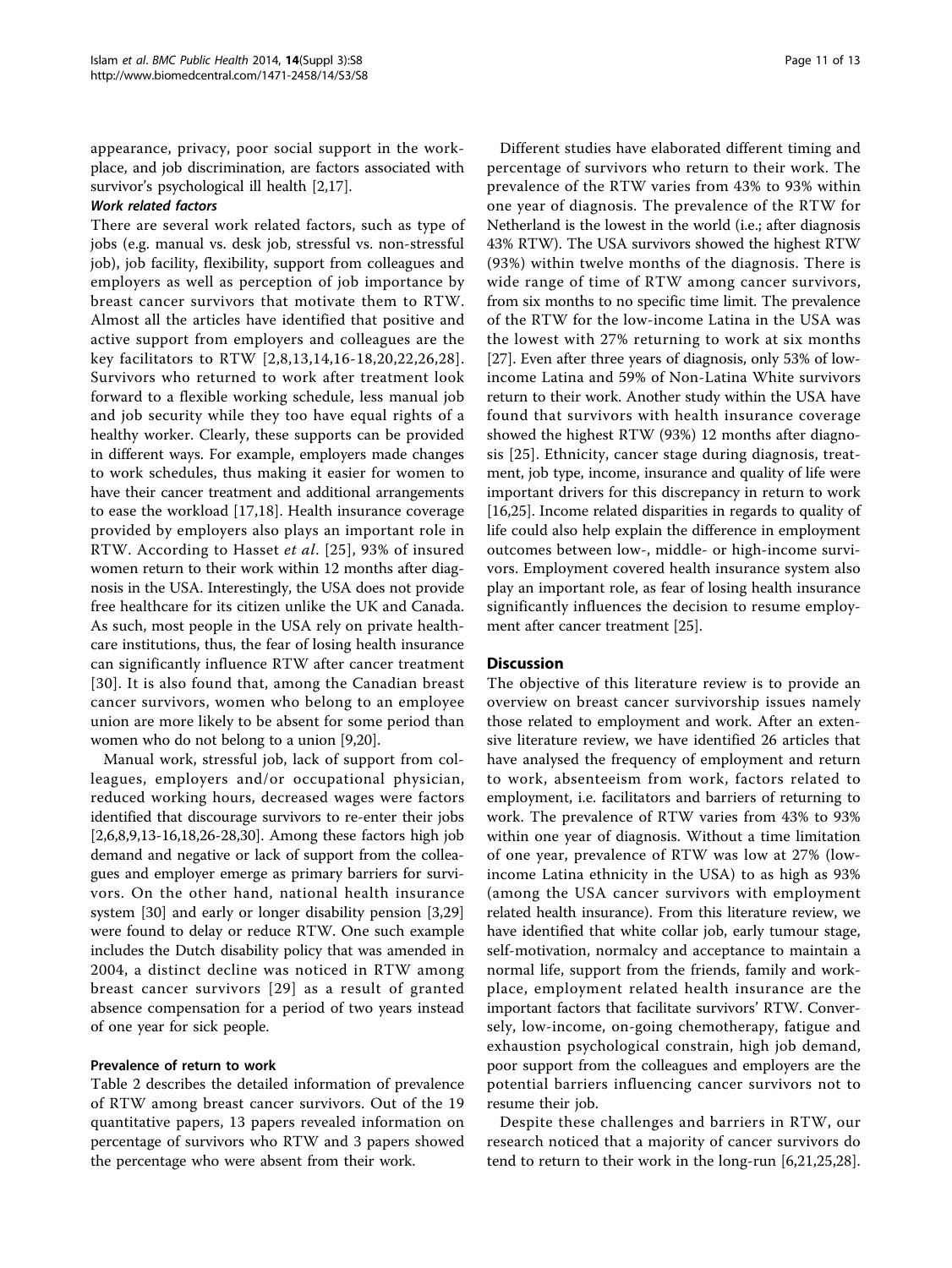appearance, privacy, poor social support in the workplace, and job discrimination, are factors associated with survivor's psychological ill health [2,17].

#### *Work related factors*

There are several work related factors, such as type of jobs (e.g. manual vs. desk job, stressful vs. non-stressful job), job facility, flexibility, support from colleagues and employers as well as perception of job importance by breast cancer survivors that motivate them to RTW. Almost all the articles have identified that positive and active support from employers and colleagues are the key facilitators to RTW [2,8,13,14,16-18,20,22,26,28]. Survivors who returned to work after treatment look forward to a flexible working schedule, less manual job and job security while they too have equal rights of a healthy worker. Clearly, these supports can be provided in different ways. For example, employers made changes to work schedules, thus making it easier for women to have their cancer treatment and additional arrangements to ease the workload [17,18]. Health insurance coverage provided by employers also plays an important role in RTW. According to Hasset *et al*. [25], 93% of insured women return to their work within 12 months after diagnosis in the USA. Interestingly, the USA does not provide free healthcare for its citizen unlike the UK and Canada. As such, most people in the USA rely on private healthcare institutions, thus, the fear of losing health insurance can significantly influence RTW after cancer treatment [30]. It is also found that, among the Canadian breast cancer survivors, women who belong to an employee union are more likely to be absent for some period than women who do not belong to a union [9,20].

Manual work, stressful job, lack of support from colleagues, employers and/or occupational physician, reduced working hours, decreased wages were factors identified that discourage survivors to re-enter their jobs [2,6,8,9,13-16,18,26-28,30]. Among these factors high job demand and negative or lack of support from the colleagues and employer emerge as primary barriers for survivors. On the other hand, national health insurance system [30] and early or longer disability pension [3,29] were found to delay or reduce RTW. One such example includes the Dutch disability policy that was amended in 2004, a distinct decline was noticed in RTW among breast cancer survivors [29] as a result of granted absence compensation for a period of two years instead of one year for sick people.

### Prevalence of return to work

Table 2 describes the detailed information of prevalence of RTW among breast cancer survivors. Out of the 19 quantitative papers, 13 papers revealed information on percentage of survivors who RTW and 3 papers showed the percentage who were absent from their work.

Different studies have elaborated different timing and percentage of survivors who return to their work. The prevalence of the RTW varies from 43% to 93% within one year of diagnosis. The prevalence of the RTW for Netherland is the lowest in the world (i.e.; after diagnosis 43% RTW). The USA survivors showed the highest RTW (93%) within twelve months of the diagnosis. There is wide range of time of RTW among cancer survivors, from six months to no specific time limit. The prevalence of the RTW for the low-income Latina in the USA was the lowest with 27% returning to work at six months [27]. Even after three years of diagnosis, only 53% of low-income Latina and 59% of Non-Latina White survivors return to their work. Another study within the USA have found that survivors with health insurance coverage showed the highest RTW (93%) 12 months after diagnosis [25]. Ethnicity, cancer stage during diagnosis, treatment, job type, income, insurance and quality of life were important drivers for this discrepancy in return to work [16,25]. Income related disparities in regards to quality of life could also help explain the difference in employment outcomes between low-, middle- or high-income survivors. Employment covered health insurance system also play an important role, as fear of losing health insurance significantly influences the decision to resume employment after cancer treatment [25].

## Discussion

The objective of this literature review is to provide an overview on breast cancer survivorship issues namely those related to employment and work. After an extensive literature review, we have identified 26 articles that have analysed the frequency of employment and return to work, absenteeism from work, factors related to employment, i.e. facilitators and barriers of returning to work. The prevalence of RTW varies from 43% to 93% within one year of diagnosis. Without a time limitation of one year, prevalence of RTW was low at 27% (low-income Latina ethnicity in the USA) to as high as 93% (among the USA cancer survivors with employment related health insurance). From this literature review, we have identified that white collar job, early tumour stage, self-motivation, normalcy and acceptance to maintain a normal life, support from the friends, family and workplace, employment related health insurance are the important factors that facilitate survivors' RTW. Conversely, low-income, on-going chemotherapy, fatigue and exhaustion psychological constrain, high job demand, poor support from the colleagues and employers are the potential barriers influencing cancer survivors not to resume their job.

Despite these challenges and barriers in RTW, our research noticed that a majority of cancer survivors do tend to return to their work in the long-run [6,21,25,28].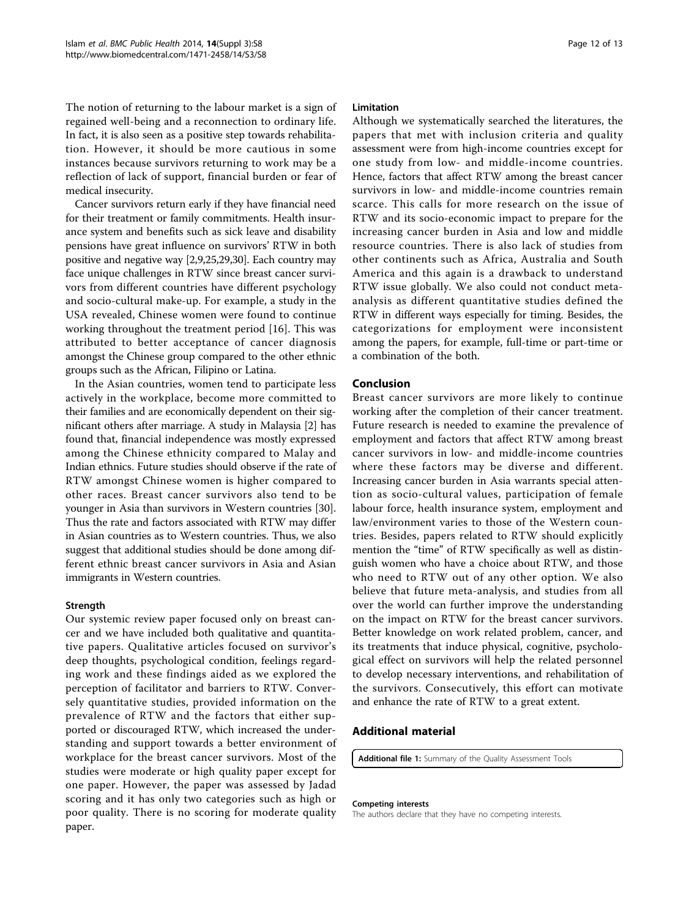The notion of returning to the labour market is a sign of regained well-being and a reconnection to ordinary life. In fact, it is also seen as a positive step towards rehabilitation. However, it should be more cautious in some instances because survivors returning to work may be a reflection of lack of support, financial burden or fear of medical insecurity.

Cancer survivors return early if they have financial need for their treatment or family commitments. Health insurance system and benefits such as sick leave and disability pensions have great influence on survivors' RTW in both positive and negative way [2,9,25,29,30]. Each country may face unique challenges in RTW since breast cancer survivors from different countries have different psychology and socio-cultural make-up. For example, a study in the USA revealed, Chinese women were found to continue working throughout the treatment period [16]. This was attributed to better acceptance of cancer diagnosis amongst the Chinese group compared to the other ethnic groups such as the African, Filipino or Latina.

In the Asian countries, women tend to participate less actively in the workplace, become more committed to their families and are economically dependent on their significant others after marriage. A study in Malaysia [2] has found that, financial independence was mostly expressed among the Chinese ethnicity compared to Malay and Indian ethnics. Future studies should observe if the rate of RTW amongst Chinese women is higher compared to other races. Breast cancer survivors also tend to be younger in Asia than survivors in Western countries [30]. Thus the rate and factors associated with RTW may differ in Asian countries as to Western countries. Thus, we also suggest that additional studies should be done among different ethnic breast cancer survivors in Asia and Asian immigrants in Western countries.

### Strength

Our systemic review paper focused only on breast cancer and we have included both qualitative and quantitative papers. Qualitative articles focused on survivor's deep thoughts, psychological condition, feelings regarding work and these findings aided as we explored the perception of facilitator and barriers to RTW. Conversely quantitative studies, provided information on the prevalence of RTW and the factors that either supported or discouraged RTW, which increased the understanding and support towards a better environment of workplace for the breast cancer survivors. Most of the studies were moderate or high quality paper except for one paper. However, the paper was assessed by Jadad scoring and it has only two categories such as high or poor quality. There is no scoring for moderate quality paper.

### Limitation

Although we systematically searched the literatures, the papers that met with inclusion criteria and quality assessment were from high-income countries except for one study from low- and middle-income countries. Hence, factors that affect RTW among the breast cancer survivors in low- and middle-income countries remain scarce. This calls for more research on the issue of RTW and its socio-economic impact to prepare for the increasing cancer burden in Asia and low and middle resource countries. There is also lack of studies from other continents such as Africa, Australia and South America and this again is a drawback to understand RTW issue globally. We also could not conduct meta-analysis as different quantitative studies defined the RTW in different ways especially for timing. Besides, the categorizations for employment were inconsistent among the papers, for example, full-time or part-time or a combination of the both.

## Conclusion

Breast cancer survivors are more likely to continue working after the completion of their cancer treatment. Future research is needed to examine the prevalence of employment and factors that affect RTW among breast cancer survivors in low- and middle-income countries where these factors may be diverse and different. Increasing cancer burden in Asia warrants special attention as socio-cultural values, participation of female labour force, health insurance system, employment and law/environment varies to those of the Western countries. Besides, papers related to RTW should explicitly mention the "time" of RTW specifically as well as distinguish women who have a choice about RTW, and those who need to RTW out of any other option. We also believe that future meta-analysis, and studies from all over the world can further improve the understanding on the impact on RTW for the breast cancer survivors. Better knowledge on work related problem, cancer, and its treatments that induce physical, cognitive, psychological effect on survivors will help the related personnel to develop necessary interventions, and rehabilitation of the survivors. Consecutively, this effort can motivate and enhance the rate of RTW to a great extent.

## Additional material

**Additional file 1:** Summary of the Quality Assessment Tools

#### Competing interests

The authors declare that they have no competing interests.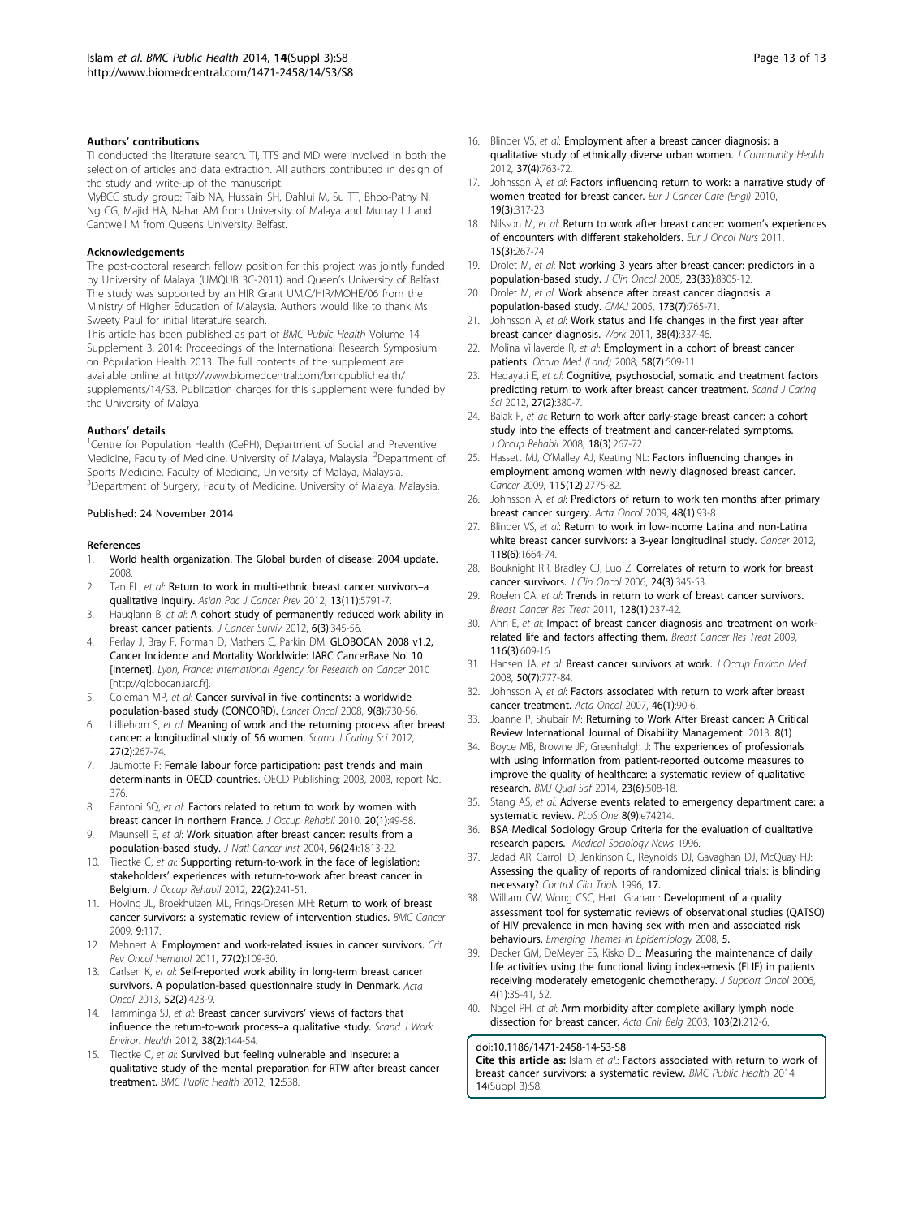#### Authors' contributions

TI conducted the literature search. TI, TTS and MD were involved in both the selection of articles and data extraction. All authors contributed in design of the study and write-up of the manuscript.

MyBCC study group: Taib NA, Hussain SH, Dahlui M, Su TT, Bhoo-Pathy N, Ng CG, Majid HA, Nahar AM from University of Malaya and Murray LJ and Cantwell M from Queens University Belfast.

#### Acknowledgements

The post-doctoral research fellow position for this project was jointly funded by University of Malaya (UMQUB 3C-2011) and Queen's University of Belfast. The study was supported by an HIR Grant UM.C/HIR/MOHE/06 from the Ministry of Higher Education of Malaysia. Authors would like to thank Ms Sweety Paul for initial literature search.

This article has been published as part of *BMC Public Health* Volume 14 Supplement 3, 2014: Proceedings of the International Research Symposium on Population Health 2013. The full contents of the supplement are available online at http://www.biomedcentral.com/bmcpublichealth/supplements/14/S3. Publication charges for this supplement were funded by the University of Malaya.

#### Authors' details

[1]Centre for Population Health (CePH), Department of Social and Preventive Medicine, Faculty of Medicine, University of Malaya, Malaysia. [2]Department of Sports Medicine, Faculty of Medicine, University of Malaya, Malaysia. [3]Department of Surgery, Faculty of Medicine, University of Malaya, Malaysia.

Published: 24 November 2014

#### References

1. World health organization. The Global burden of disease: 2004 update. 2008.
2. Tan FL, *et al*: Return to work in multi-ethnic breast cancer survivors–a qualitative inquiry. *Asian Pac J Cancer Prev* 2012, 13(11):5791-7.
3. Hauglann B, *et al*: A cohort study of permanently reduced work ability in breast cancer patients. *J Cancer Surviv* 2012, 6(3):345-56.
4. Ferlay J, Bray F, Forman D, Mathers C, Parkin DM: GLOBOCAN 2008 v1.2, Cancer Incidence and Mortality Worldwide: IARC CancerBase No. 10 [Internet]. *Lyon, France: International Agency for Research on Cancer* 2010 [http://globocan.iarc.fr].
5. Coleman MP, *et al*: Cancer survival in five continents: a worldwide population-based study (CONCORD). *Lancet Oncol* 2008, 9(8):730-56.
6. Lilliehorn S, *et al*: Meaning of work and the returning process after breast cancer: a longitudinal study of 56 women. *Scand J Caring Sci* 2012, 27(2):267-74.
7. Jaumotte F: Female labour force participation: past trends and main determinants in OECD countries. OECD Publishing; 2003, 2003, report No. 376.
8. Fantoni SQ, *et al*: Factors related to return to work by women with breast cancer in northern France. *J Occup Rehabil* 2010, 20(1):49-58.
9. Maunsell E, *et al*: Work situation after breast cancer: results from a population-based study. *J Natl Cancer Inst* 2004, 96(24):1813-22.
10. Tiedtke C, *et al*: Supporting return-to-work in the face of legislation: stakeholders' experiences with return-to-work after breast cancer in Belgium. *J Occup Rehabil* 2012, 22(2):241-51.
11. Hoving JL, Broekhuizen ML, Frings-Dresen MH: Return to work of breast cancer survivors: a systematic review of intervention studies. *BMC Cancer* 2009, 9:117.
12. Mehnert A: Employment and work-related issues in cancer survivors. *Crit Rev Oncol Hematol* 2011, 77(2):109-30.
13. Carlsen K, *et al*: Self-reported work ability in long-term breast cancer survivors. A population-based questionnaire study in Denmark. *Acta Oncol* 2013, 52(2):423-9.
14. Tamminga SJ, *et al*: Breast cancer survivors' views of factors that influence the return-to-work process–a qualitative study. *Scand J Work Environ Health* 2012, 38(2):144-54.
15. Tiedtke C, *et al*: Survived but feeling vulnerable and insecure: a qualitative study of the mental preparation for RTW after breast cancer treatment. *BMC Public Health* 2012, 12:538.
16. Blinder VS, *et al*: Employment after a breast cancer diagnosis: a qualitative study of ethnically diverse urban women. *J Community Health* 2012, 37(4):763-72.
17. Johnsson A, *et al*: Factors influencing return to work: a narrative study of women treated for breast cancer. *Eur J Cancer Care (Engl)* 2010, 19(3):317-23.
18. Nilsson M, *et al*: Return to work after breast cancer: women's experiences of encounters with different stakeholders. *Eur J Oncol Nurs* 2011, 15(3):267-74.
19. Drolet M, *et al*: Not working 3 years after breast cancer: predictors in a population-based study. *J Clin Oncol* 2005, 23(33):8305-12.
20. Drolet M, *et al*: Work absence after breast cancer diagnosis: a population-based study. *CMAJ* 2005, 173(7):765-71.
21. Johnsson A, *et al*: Work status and life changes in the first year after breast cancer diagnosis. *Work* 2011, 38(4):337-46.
22. Molina Villaverde R, *et al*: Employment in a cohort of breast cancer patients. *Occup Med (Lond)* 2008, 58(7):509-11.
23. Hedayati E, *et al*: Cognitive, psychosocial, somatic and treatment factors predicting return to work after breast cancer treatment. *Scand J Caring Sci* 2012, 27(2):380-7.
24. Balak F, *et al*: Return to work after early-stage breast cancer: a cohort study into the effects of treatment and cancer-related symptoms. *J Occup Rehabil* 2008, 18(3):267-72.
25. Hassett MJ, O'Malley AJ, Keating NL: Factors influencing changes in employment among women with newly diagnosed breast cancer. *Cancer* 2009, 115(12):2775-82.
26. Johnsson A, *et al*: Predictors of return to work ten months after primary breast cancer surgery. *Acta Oncol* 2009, 48(1):93-8.
27. Blinder VS, *et al*: Return to work in low-income Latina and non-Latina white breast cancer survivors: a 3-year longitudinal study. *Cancer* 2012, 118(6):1664-74.
28. Bouknight RR, Bradley CJ, Luo Z: Correlates of return to work for breast cancer survivors. *J Clin Oncol* 2006, 24(3):345-53.
29. Roelen CA, *et al*: Trends in return to work of breast cancer survivors. *Breast Cancer Res Treat* 2011, 128(1):237-42.
30. Ahn E, *et al*: Impact of breast cancer diagnosis and treatment on work-related life and factors affecting them. *Breast Cancer Res Treat* 2009, 116(3):609-16.
31. Hansen JA, *et al*: Breast cancer survivors at work. *J Occup Environ Med* 2008, 50(7):777-84.
32. Johnsson A, *et al*: Factors associated with return to work after breast cancer treatment. *Acta Oncol* 2007, 46(1):90-6.
33. Joanne P, Shubair M: Returning to Work After Breast cancer: A Critical Review International Journal of Disability Management. 2013, 8(1).
34. Boyce MB, Browne JP, Greenhalgh J: The experiences of professionals with using information from patient-reported outcome measures to improve the quality of healthcare: a systematic review of qualitative research. *BMJ Qual Saf* 2014, 23(6):508-18.
35. Stang AS, *et al*: Adverse events related to emergency department care: a systematic review. *PLoS One* 8(9):e74214.
36. BSA Medical Sociology Group Criteria for the evaluation of qualitative research papers. *Medical Sociology News* 1996.
37. Jadad AR, Carroll D, Jenkinson C, Reynolds DJ, Gavaghan DJ, McQuay HJ: Assessing the quality of reports of randomized clinical trials: is blinding necessary? *Control Clin Trials* 1996, 17.
38. William CW, Wong CSC, Hart JGraham: Development of a quality assessment tool for systematic reviews of observational studies (QATSO) of HIV prevalence in men having sex with men and associated risk behaviours. *Emerging Themes in Epidemiology* 2008, 5.
39. Decker GM, DeMeyer ES, Kisko DL: Measuring the maintenance of daily life activities using the functional living index-emesis (FLIE) in patients receiving moderately emetogenic chemotherapy. *J Support Oncol* 2006, 4(1):35-41, 52.
40. Nagel PH, *et al*: Arm morbidity after complete axillary lymph node dissection for breast cancer. *Acta Chir Belg* 2003, 103(2):212-6.

doi:10.1186/1471-2458-14-S3-S8

**Cite this article as:** Islam *et al.*: Factors associated with return to work of breast cancer survivors: a systematic review. *BMC Public Health* 2014 14(Suppl 3):S8.